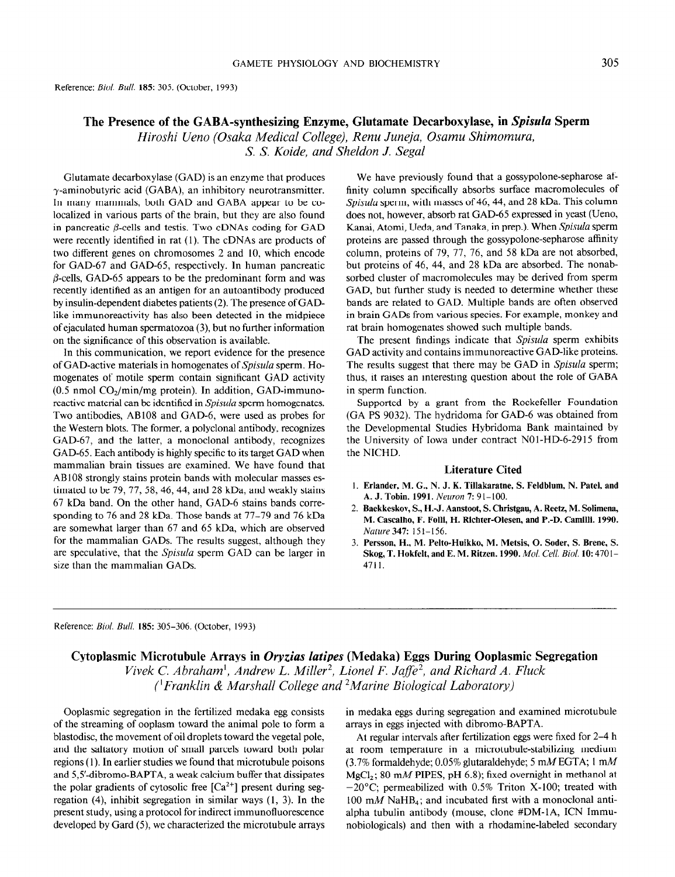Reference: *Biol. Bull.* 185: 305. (October, 1993)

## The Presence of the GABA-synthesizing Enzyme, Glutamate Decarboxylase, in *Spisula* Sperm

*Hiroshi Ueno (Osaka Medical College), Renu Juneja, Osamu Shimomura, S. S. Koide, and Sheldon J. Segal*

Glutamate decarboxylase (GAD) is an enzyme that produces $\gamma$-aminobutyric acid (GABA), an inhibitory neurotransmitter. In many mammals, both GAD and GABA appear to be co-localized in various parts of the brain, but they are also found in pancreatic $\beta$-cells and testis. Two cDNAs coding for GAD were recently identified in rat (1). The cDNAs are products of two different genes on chromosomes 2 and 10, which encode for GAD-67 and GAD-65, respectively. In human pancreatic $\beta$-cells, GAD-65 appears to be the predominant form and was recently identified as an antigen for an autoantibody produced by insulin-dependent diabetes patients (2). The presence of GAD-like immunoreactivity has also been detected in the midpiece of ejaculated human spermatozoa (3), but no further information on the significance of this observation is available.

In this communication, we report evidence for the presence of GAD-active materials in homogenates of *Spisula* sperm. Homogenates of motile sperm contain significant GAD activity (0.5 nmol $CO_2$/min/mg protein). In addition, GAD-immunoreactive material can be identified in *Spisula* sperm homogenates. Two antibodies, AB108 and GAD-6, were used as probes for the Western blots. The former, a polyclonal antibody, recognizes GAD-67, and the latter, a monoclonal antibody, recognizes GAD-65. Each antibody is highly specific to its target GAD when mammalian brain tissues are examined. We have found that AB108 strongly stains protein bands with molecular masses estimated to be 79, 77, 58, 46, 44, and 28 kDa, and weakly stains 67 kDa band. On the other hand, GAD-6 stains bands corresponding to 76 and 28 kDa. Those bands at 77–79 and 76 kDa are somewhat larger than 67 and 65 kDa, which are observed for the mammalian GADs. The results suggest, although they are speculative, that the *Spisula* sperm GAD can be larger in size than the mammalian GADs.

We have previously found that a gossypolone-sepharose affinity column specifically absorbs surface macromolecules of *Spisula* sperm, with masses of 46, 44, and 28 kDa. This column does not, however, absorb rat GAD-65 expressed in yeast (Ueno, Kanai, Atomi, Ueda, and Tanaka, in prep.). When *Spisula* sperm proteins are passed through the gossypolone-sepharose affinity column, proteins of 79, 77, 76, and 58 kDa are not absorbed, but proteins of 46, 44, and 28 kDa are absorbed. The nonabsorbed cluster of macromolecules may be derived from sperm GAD, but further study is needed to determine whether these bands are related to GAD. Multiple bands are often observed in brain GADs from various species. For example, monkey and rat brain homogenates showed such multiple bands.

The present findings indicate that *Spisula* sperm exhibits GAD activity and contains immunoreactive GAD-like proteins. The results suggest that there may be GAD in *Spisula* sperm; thus, it raises an interesting question about the role of GABA in sperm function.

Supported by a grant from the Rockefeller Foundation (GA PS 9032). The hydridoma for GAD-6 was obtained from the Developmental Studies Hybridoma Bank maintained by the University of Iowa under contract N01-HD-6-2915 from the NICHD.

### Literature Cited

1. **Erlander, M. G., N. J. K. Tillakaratne, S. Feldblum, N. Patel, and A. J. Tobin. 1991.** *Neuron* 7: 91–100.
2. **Baekkeskov, S., H.-J. Aanstoot, S. Christgau, A. Reetz, M. Solimena, M. Cascalho, F. Folli, H. Richter-Olesen, and P.-D. Camilli. 1990.** *Nature* 347: 151–156.
3. **Persson, H., M. Pelto-Huikko, M. Metsis, O. Soder, S. Brene, S. Skog, T. Hokfelt, and E. M. Ritzen. 1990.** *Mol. Cell. Biol.* 10: 4701–4711.

---

Reference: *Biol. Bull.* 185: 305–306. (October, 1993)

## Cytoplasmic Microtubule Arrays in *Oryzias latipes* (Medaka) Eggs During Ooplasmic Segregation

*Vivek C. Abraham[1], Andrew L. Miller[2], Lionel F. Jaffe[2], and Richard A. Fluck ([1]Franklin & Marshall College and [2]Marine Biological Laboratory)*

Ooplasmic segregation in the fertilized medaka egg consists of the streaming of ooplasm toward the animal pole to form a blastodisc, the movement of oil droplets toward the vegetal pole, and the saltatory motion of small parcels toward both polar regions (1). In earlier studies we found that microtubule poisons and 5,5′-dibromo-BAPTA, a weak calcium buffer that dissipates the polar gradients of cytosolic free [$Ca^{2+}$] present during segregation (4), inhibit segregation in similar ways (1, 3). In the present study, using a protocol for indirect immunofluorescence developed by Gard (5), we characterized the microtubule arrays in medaka eggs during segregation and examined microtubule arrays in eggs injected with dibromo-BAPTA.

At regular intervals after fertilization eggs were fixed for 2–4 h at room temperature in a microtubule-stabilizing medium (3.7% formaldehyde; 0.05% glutaraldehyde; 5 m*M* EGTA; 1 m*M* $MgCl_2$; 80 m*M* PIPES, pH 6.8); fixed overnight in methanol at −20°C; permeabilized with 0.5% Triton X-100; treated with 100 m*M* $NaHB_4$; and incubated first with a monoclonal anti-alpha tubulin antibody (mouse, clone #DM-1A, ICN Immunobiologicals) and then with a rhodamine-labeled secondary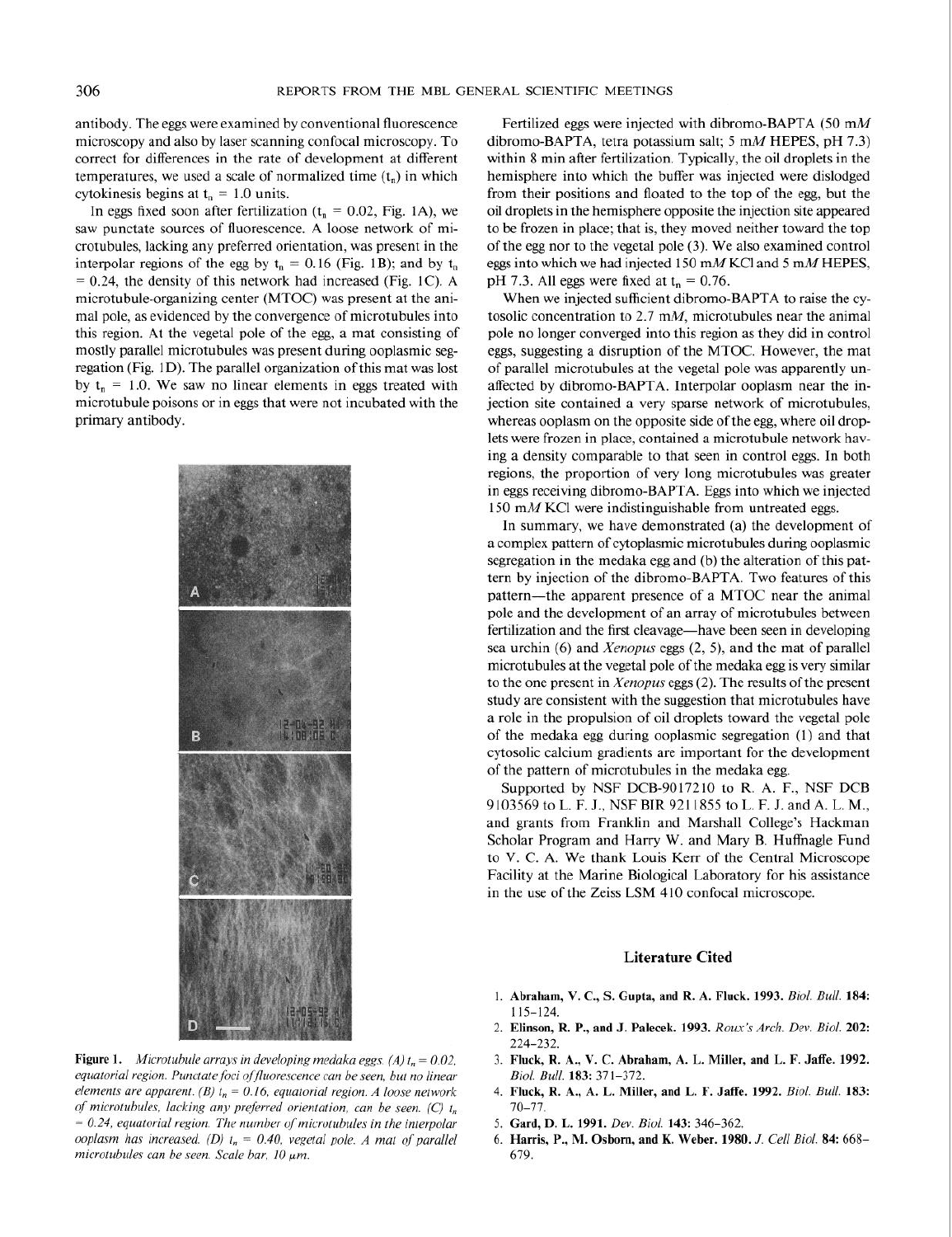antibody. The eggs were examined by conventional fluorescence microscopy and also by laser scanning confocal microscopy. To correct for differences in the rate of development at different temperatures, we used a scale of normalized time ($t_n$) in which cytokinesis begins at $t_n = 1.0$ units.

In eggs fixed soon after fertilization ($t_n = 0.02$, Fig. 1A), we saw punctate sources of fluorescence. A loose network of microtubules, lacking any preferred orientation, was present in the interpolar regions of the egg by $t_n = 0.16$ (Fig. 1B); and by $t_n = 0.24$, the density of this network had increased (Fig. 1C). A microtubule-organizing center (MTOC) was present at the animal pole, as evidenced by the convergence of microtubules into this region. At the vegetal pole of the egg, a mat consisting of mostly parallel microtubules was present during ooplasmic segregation (Fig. 1D). The parallel organization of this mat was lost by $t_n = 1.0$. We saw no linear elements in eggs treated with microtubule poisons or in eggs that were not incubated with the primary antibody.

A

12-04-92
14:08:05 C

B

C

12-05-92
11:12:15 C

D

**Figure 1.** *Microtubule arrays in developing medaka eggs. (A) $t_n = 0.02$, equatorial region. Punctate foci of fluorescence can be seen, but no linear elements are apparent. (B) $t_n = 0.16$, equatorial region. A loose network of microtubules, lacking any preferred orientation, can be seen. (C) $t_n = 0.24$, equatorial region. The number of microtubules in the interpolar ooplasm has increased. (D) $t_n = 0.40$, vegetal pole. A mat of parallel microtubules can be seen. Scale bar, 10 μm.*

Fertilized eggs were injected with dibromo-BAPTA (50 m*M* dibromo-BAPTA, tetra potassium salt; 5 m*M* HEPES, pH 7.3) within 8 min after fertilization. Typically, the oil droplets in the hemisphere into which the buffer was injected were dislodged from their positions and floated to the top of the egg, but the oil droplets in the hemisphere opposite the injection site appeared to be frozen in place; that is, they moved neither toward the top of the egg nor to the vegetal pole (3). We also examined control eggs into which we had injected 150 m*M* KCl and 5 m*M* HEPES, pH 7.3. All eggs were fixed at $t_n = 0.76$.

When we injected sufficient dibromo-BAPTA to raise the cytosolic concentration to 2.7 m*M*, microtubules near the animal pole no longer converged into this region as they did in control eggs, suggesting a disruption of the MTOC. However, the mat of parallel microtubules at the vegetal pole was apparently unaffected by dibromo-BAPTA. Interpolar ooplasm near the injection site contained a very sparse network of microtubules, whereas ooplasm on the opposite side of the egg, where oil droplets were frozen in place, contained a microtubule network having a density comparable to that seen in control eggs. In both regions, the proportion of very long microtubules was greater in eggs receiving dibromo-BAPTA. Eggs into which we injected 150 m*M* KCl were indistinguishable from untreated eggs.

In summary, we have demonstrated (a) the development of a complex pattern of cytoplasmic microtubules during ooplasmic segregation in the medaka egg and (b) the alteration of this pattern by injection of the dibromo-BAPTA. Two features of this pattern—the apparent presence of a MTOC near the animal pole and the development of an array of microtubules between fertilization and the first cleavage—have been seen in developing sea urchin (6) and *Xenopus* eggs (2, 5), and the mat of parallel microtubules at the vegetal pole of the medaka egg is very similar to the one present in *Xenopus* eggs (2). The results of the present study are consistent with the suggestion that microtubules have a role in the propulsion of oil droplets toward the vegetal pole of the medaka egg during ooplasmic segregation (1) and that cytosolic calcium gradients are important for the development of the pattern of microtubules in the medaka egg.

Supported by NSF DCB-9017210 to R. A. F., NSF DCB 9103569 to L. F. J., NSF BIR 9211855 to L. F. J. and A. L. M., and grants from Franklin and Marshall College's Hackman Scholar Program and Harry W. and Mary B. Huffnagle Fund to V. C. A. We thank Louis Kerr of the Central Microscope Facility at the Marine Biological Laboratory for his assistance in the use of the Zeiss LSM 410 confocal microscope.

## Literature Cited

1. **Abraham, V. C., S. Gupta, and R. A. Fluck. 1993.** *Biol. Bull.* **184:** 115–124.
2. **Elinson, R. P., and J. Palecek. 1993.** *Roux's Arch. Dev. Biol.* **202:** 224–232.
3. **Fluck, R. A., V. C. Abraham, A. L. Miller, and L. F. Jaffe. 1992.** *Biol. Bull.* **183:** 371–372.
4. **Fluck, R. A., A. L. Miller, and L. F. Jaffe. 1992.** *Biol. Bull.* **183:** 70–77.
5. **Gard, D. L. 1991.** *Dev. Biol.* **143:** 346–362.
6. **Harris, P., M. Osborn, and K. Weber. 1980.** *J. Cell Biol.* **84:** 668–679.